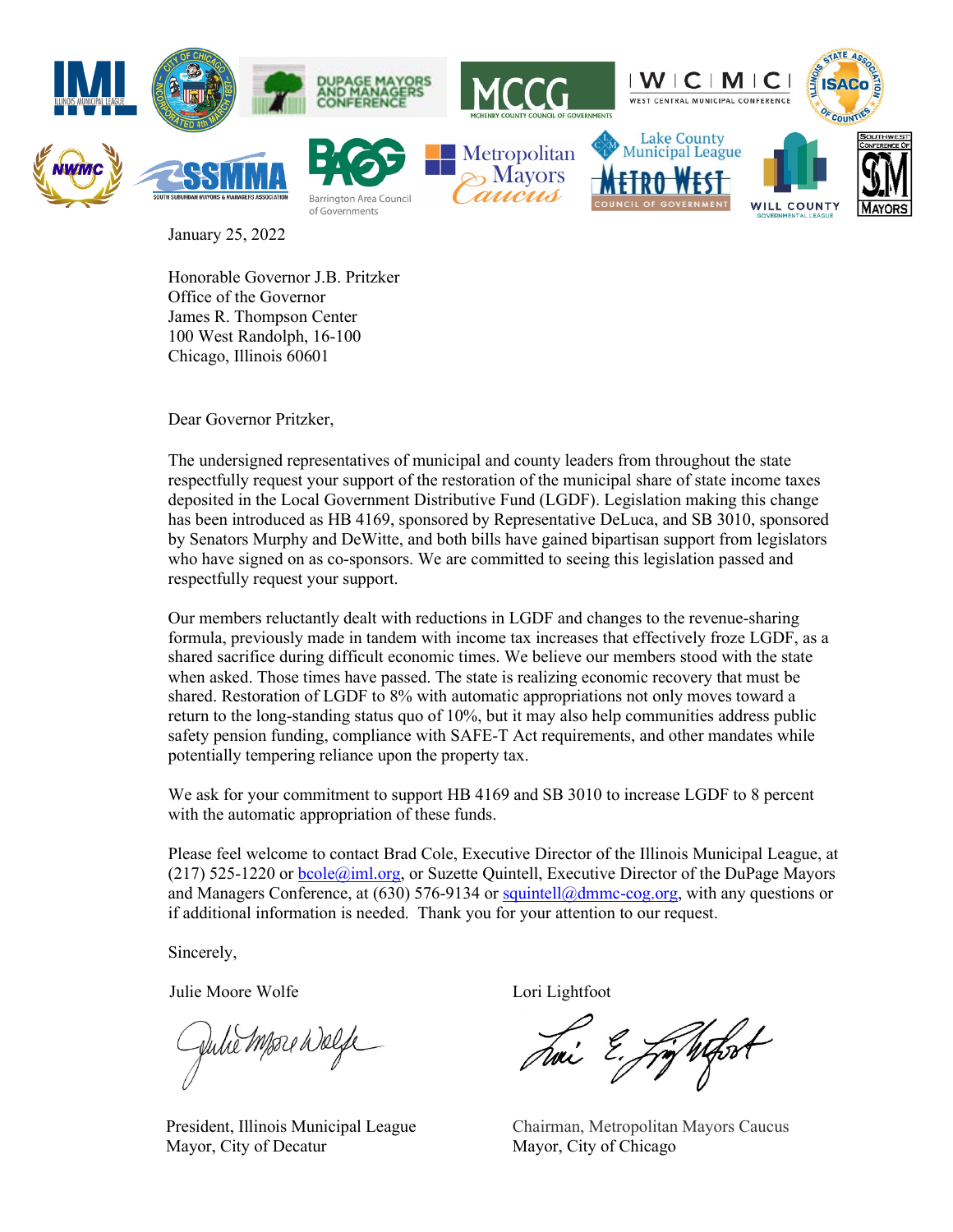January 25, 2022

Honorable Governor J.B. Pritzker
Office of the Governor
James R. Thompson Center
100 West Randolph, 16-100
Chicago, Illinois 60601

Dear Governor Pritzker,

The undersigned representatives of municipal and county leaders from throughout the state respectfully request your support of the restoration of the municipal share of state income taxes deposited in the Local Government Distributive Fund (LGDF). Legislation making this change has been introduced as HB 4169, sponsored by Representative DeLuca, and SB 3010, sponsored by Senators Murphy and DeWitte, and both bills have gained bipartisan support from legislators who have signed on as co-sponsors. We are committed to seeing this legislation passed and respectfully request your support.

Our members reluctantly dealt with reductions in LGDF and changes to the revenue-sharing formula, previously made in tandem with income tax increases that effectively froze LGDF, as a shared sacrifice during difficult economic times. We believe our members stood with the state when asked. Those times have passed. The state is realizing economic recovery that must be shared. Restoration of LGDF to 8% with automatic appropriations not only moves toward a return to the long-standing status quo of 10%, but it may also help communities address public safety pension funding, compliance with SAFE-T Act requirements, and other mandates while potentially tempering reliance upon the property tax.

We ask for your commitment to support HB 4169 and SB 3010 to increase LGDF to 8 percent with the automatic appropriation of these funds.

Please feel welcome to contact Brad Cole, Executive Director of the Illinois Municipal League, at (217) 525-1220 or bcole@iml.org, or Suzette Quintell, Executive Director of the DuPage Mayors and Managers Conference, at (630) 576-9134 or squintell@dmmc-cog.org, with any questions or if additional information is needed. Thank you for your attention to our request.

Sincerely,

Julie Moore Wolfe
President, Illinois Municipal League
Mayor, City of Decatur

Lori Lightfoot
Chairman, Metropolitan Mayors Caucus
Mayor, City of Chicago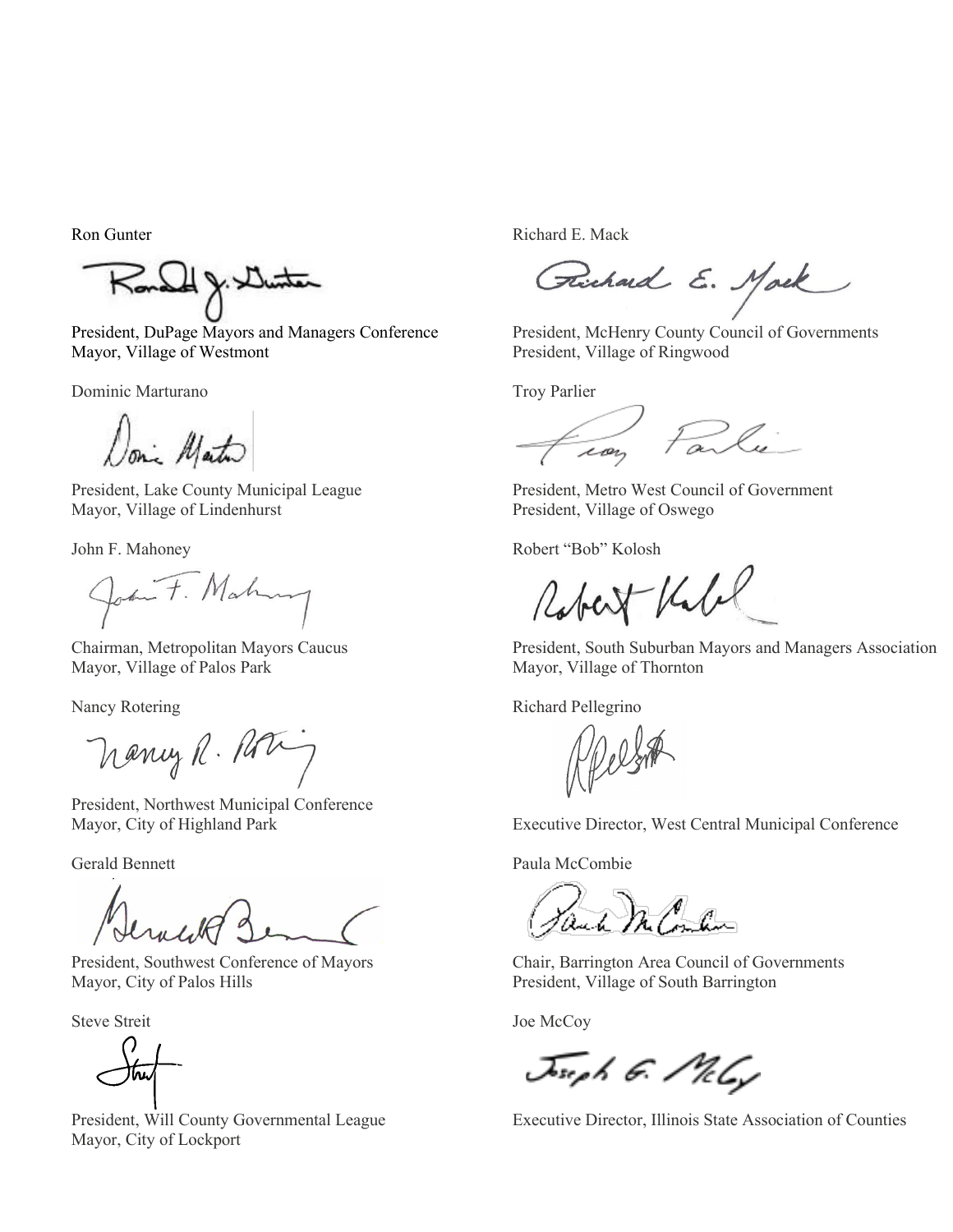Ron Gunter

President, DuPage Mayors and Managers Conference
Mayor, Village of Westmont

Dominic Marturano

President, Lake County Municipal League
Mayor, Village of Lindenhurst

John F. Mahoney

Chairman, Metropolitan Mayors Caucus
Mayor, Village of Palos Park

Nancy Rotering

President, Northwest Municipal Conference
Mayor, City of Highland Park

Gerald Bennett

President, Southwest Conference of Mayors
Mayor, City of Palos Hills

Steve Streit

President, Will County Governmental League
Mayor, City of Lockport

Richard E. Mack

President, McHenry County Council of Governments
President, Village of Ringwood

Troy Parlier

President, Metro West Council of Government
President, Village of Oswego

Robert "Bob" Kolosh

President, South Suburban Mayors and Managers Association
Mayor, Village of Thornton

Richard Pellegrino

Executive Director, West Central Municipal Conference

Paula McCombie

Chair, Barrington Area Council of Governments
President, Village of South Barrington

Joe McCoy

Executive Director, Illinois State Association of Counties